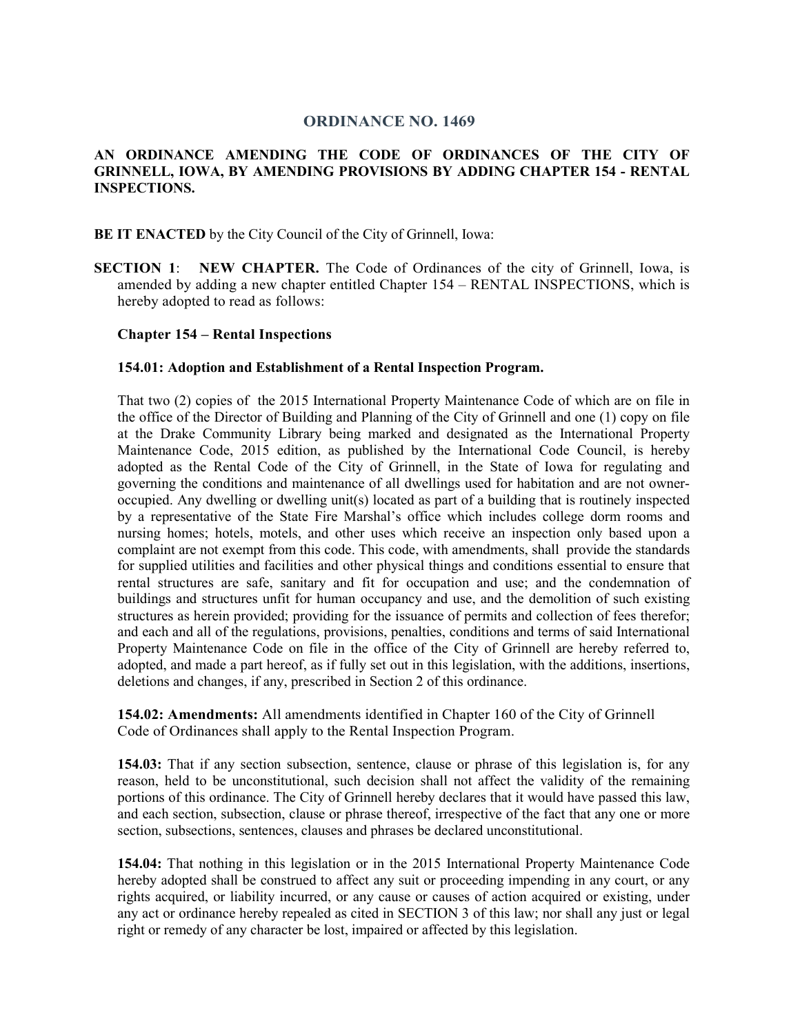# ORDINANCE NO. 1469

**AN ORDINANCE AMENDING THE CODE OF ORDINANCES OF THE CITY OF GRINNELL, IOWA, BY AMENDING PROVISIONS BY ADDING CHAPTER 154 - RENTAL INSPECTIONS.**

**BE IT ENACTED** by the City Council of the City of Grinnell, Iowa:

**SECTION 1**: **NEW CHAPTER.** The Code of Ordinances of the city of Grinnell, Iowa, is amended by adding a new chapter entitled Chapter 154 – RENTAL INSPECTIONS, which is hereby adopted to read as follows:

**Chapter 154 – Rental Inspections**

**154.01: Adoption and Establishment of a Rental Inspection Program.**

That two (2) copies of the 2015 International Property Maintenance Code of which are on file in the office of the Director of Building and Planning of the City of Grinnell and one (1) copy on file at the Drake Community Library being marked and designated as the International Property Maintenance Code, 2015 edition, as published by the International Code Council, is hereby adopted as the Rental Code of the City of Grinnell, in the State of Iowa for regulating and governing the conditions and maintenance of all dwellings used for habitation and are not owner-occupied. Any dwelling or dwelling unit(s) located as part of a building that is routinely inspected by a representative of the State Fire Marshal's office which includes college dorm rooms and nursing homes; hotels, motels, and other uses which receive an inspection only based upon a complaint are not exempt from this code. This code, with amendments, shall provide the standards for supplied utilities and facilities and other physical things and conditions essential to ensure that rental structures are safe, sanitary and fit for occupation and use; and the condemnation of buildings and structures unfit for human occupancy and use, and the demolition of such existing structures as herein provided; providing for the issuance of permits and collection of fees therefor; and each and all of the regulations, provisions, penalties, conditions and terms of said International Property Maintenance Code on file in the office of the City of Grinnell are hereby referred to, adopted, and made a part hereof, as if fully set out in this legislation, with the additions, insertions, deletions and changes, if any, prescribed in Section 2 of this ordinance.

**154.02: Amendments:** All amendments identified in Chapter 160 of the City of Grinnell Code of Ordinances shall apply to the Rental Inspection Program.

**154.03:** That if any section subsection, sentence, clause or phrase of this legislation is, for any reason, held to be unconstitutional, such decision shall not affect the validity of the remaining portions of this ordinance. The City of Grinnell hereby declares that it would have passed this law, and each section, subsection, clause or phrase thereof, irrespective of the fact that any one or more section, subsections, sentences, clauses and phrases be declared unconstitutional.

**154.04:** That nothing in this legislation or in the 2015 International Property Maintenance Code hereby adopted shall be construed to affect any suit or proceeding impending in any court, or any rights acquired, or liability incurred, or any cause or causes of action acquired or existing, under any act or ordinance hereby repealed as cited in SECTION 3 of this law; nor shall any just or legal right or remedy of any character be lost, impaired or affected by this legislation.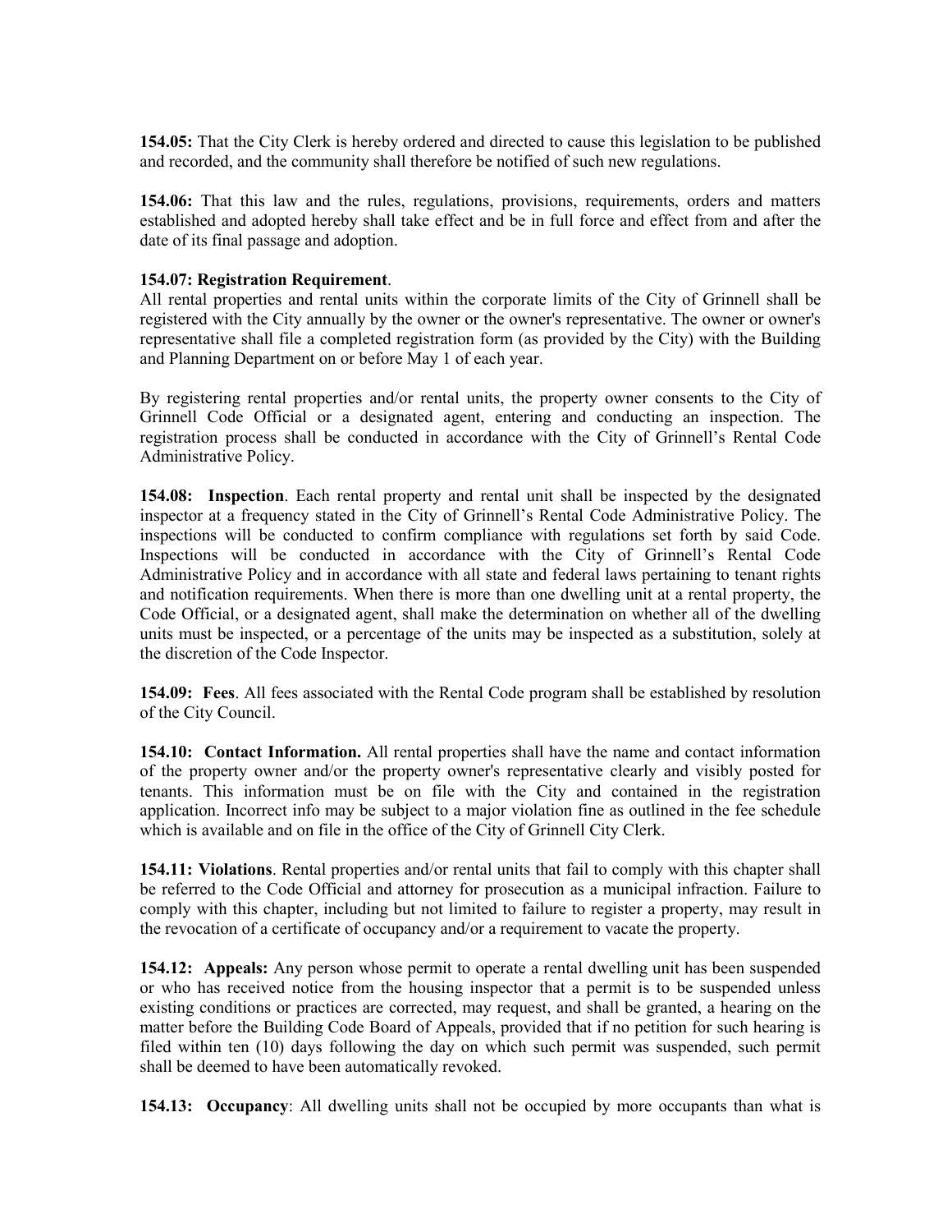**154.05:** That the City Clerk is hereby ordered and directed to cause this legislation to be published and recorded, and the community shall therefore be notified of such new regulations.

**154.06:** That this law and the rules, regulations, provisions, requirements, orders and matters established and adopted hereby shall take effect and be in full force and effect from and after the date of its final passage and adoption.

**154.07: Registration Requirement**.
All rental properties and rental units within the corporate limits of the City of Grinnell shall be registered with the City annually by the owner or the owner's representative. The owner or owner's representative shall file a completed registration form (as provided by the City) with the Building and Planning Department on or before May 1 of each year.

By registering rental properties and/or rental units, the property owner consents to the City of Grinnell Code Official or a designated agent, entering and conducting an inspection. The registration process shall be conducted in accordance with the City of Grinnell's Rental Code Administrative Policy.

**154.08: Inspection**. Each rental property and rental unit shall be inspected by the designated inspector at a frequency stated in the City of Grinnell's Rental Code Administrative Policy. The inspections will be conducted to confirm compliance with regulations set forth by said Code. Inspections will be conducted in accordance with the City of Grinnell's Rental Code Administrative Policy and in accordance with all state and federal laws pertaining to tenant rights and notification requirements. When there is more than one dwelling unit at a rental property, the Code Official, or a designated agent, shall make the determination on whether all of the dwelling units must be inspected, or a percentage of the units may be inspected as a substitution, solely at the discretion of the Code Inspector.

**154.09: Fees**. All fees associated with the Rental Code program shall be established by resolution of the City Council.

**154.10: Contact Information.** All rental properties shall have the name and contact information of the property owner and/or the property owner's representative clearly and visibly posted for tenants. This information must be on file with the City and contained in the registration application. Incorrect info may be subject to a major violation fine as outlined in the fee schedule which is available and on file in the office of the City of Grinnell City Clerk.

**154.11: Violations**. Rental properties and/or rental units that fail to comply with this chapter shall be referred to the Code Official and attorney for prosecution as a municipal infraction. Failure to comply with this chapter, including but not limited to failure to register a property, may result in the revocation of a certificate of occupancy and/or a requirement to vacate the property.

**154.12: Appeals:** Any person whose permit to operate a rental dwelling unit has been suspended or who has received notice from the housing inspector that a permit is to be suspended unless existing conditions or practices are corrected, may request, and shall be granted, a hearing on the matter before the Building Code Board of Appeals, provided that if no petition for such hearing is filed within ten (10) days following the day on which such permit was suspended, such permit shall be deemed to have been automatically revoked.

**154.13: Occupancy**: All dwelling units shall not be occupied by more occupants than what is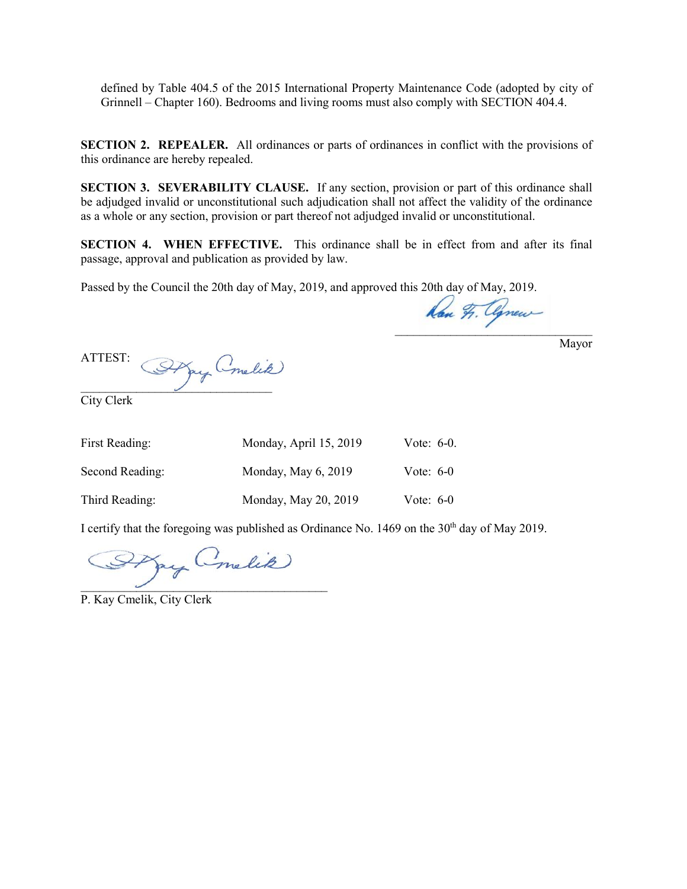defined by Table 404.5 of the 2015 International Property Maintenance Code (adopted by city of Grinnell – Chapter 160). Bedrooms and living rooms must also comply with SECTION 404.4.

**SECTION 2. REPEALER.** All ordinances or parts of ordinances in conflict with the provisions of this ordinance are hereby repealed.

**SECTION 3. SEVERABILITY CLAUSE.** If any section, provision or part of this ordinance shall be adjudged invalid or unconstitutional such adjudication shall not affect the validity of the ordinance as a whole or any section, provision or part thereof not adjudged invalid or unconstitutional.

**SECTION 4. WHEN EFFECTIVE.** This ordinance shall be in effect from and after its final passage, approval and publication as provided by law.

Passed by the Council the 20th day of May, 2019, and approved this 20th day of May, 2019.

Dan F. Agnew
\_\_\_\_\_\_\_\_\_\_\_\_\_\_\_\_\_\_\_\_\_\_\_\_\_\_\_\_\_\_
Mayor

ATTEST: P. Kay Cmelik
\_\_\_\_\_\_\_\_\_\_\_\_\_\_\_\_\_\_\_\_\_\_\_\_\_\_\_\_\_\_
City Clerk

| | | |
|---|---|---|
| First Reading: | Monday, April 15, 2019 | Vote: 6-0. |
| Second Reading: | Monday, May 6, 2019 | Vote: 6-0 |
| Third Reading: | Monday, May 20, 2019 | Vote: 6-0 |

I certify that the foregoing was published as Ordinance No. 1469 on the 30th day of May 2019.

P. Kay Cmelik
\_\_\_\_\_\_\_\_\_\_\_\_\_\_\_\_\_\_\_\_\_\_\_\_\_\_\_\_\_\_
P. Kay Cmelik, City Clerk